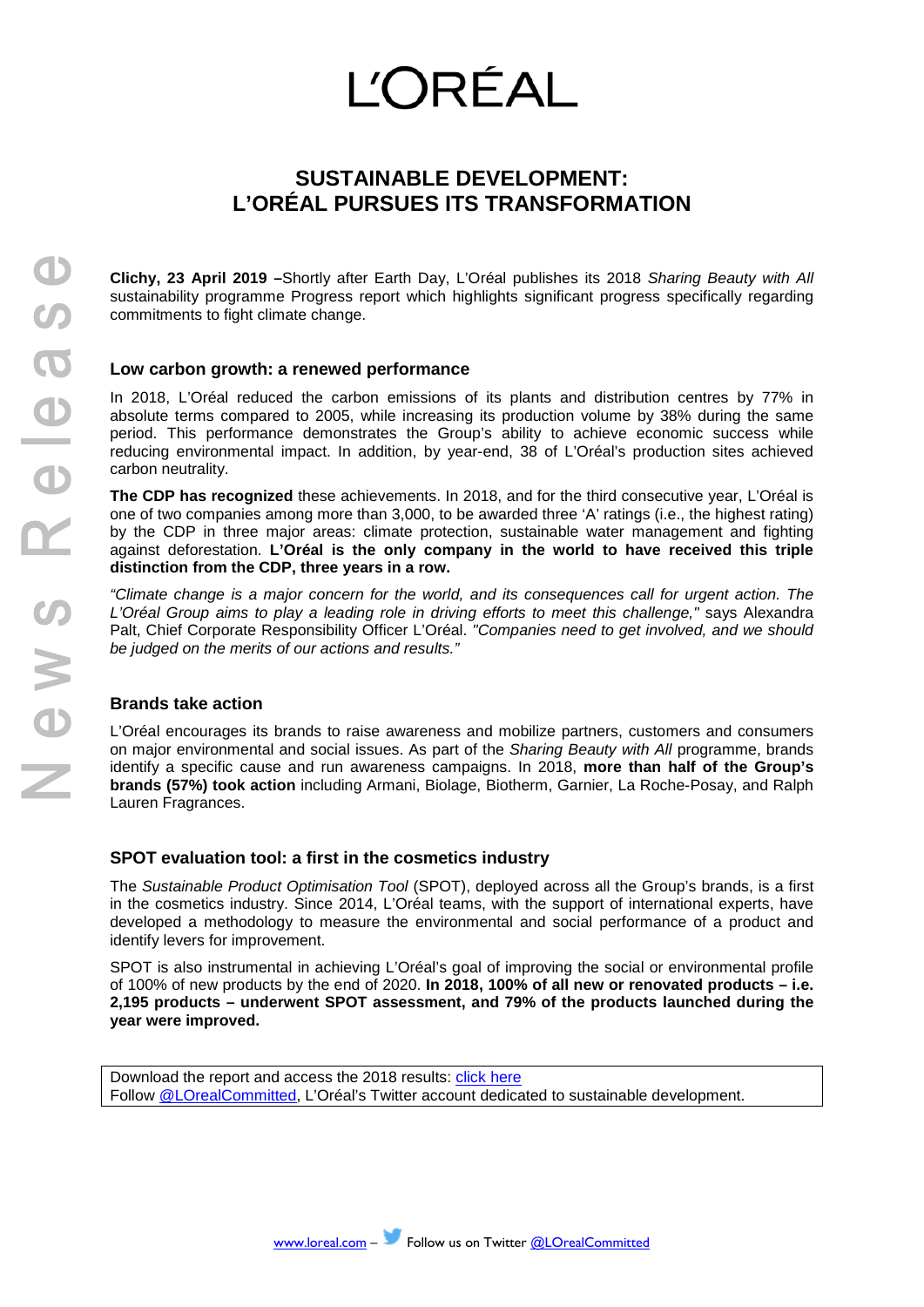# L'ORÉAL

## SUSTAINABLE DEVELOPMENT: L'ORÉAL PURSUES ITS TRANSFORMATION

**Clichy, 23 April 2019 –**Shortly after Earth Day, L'Oréal publishes its 2018 *Sharing Beauty with All* sustainability programme Progress report which highlights significant progress specifically regarding commitments to fight climate change.

### Low carbon growth: a renewed performance

In 2018, L'Oréal reduced the carbon emissions of its plants and distribution centres by 77% in absolute terms compared to 2005, while increasing its production volume by 38% during the same period. This performance demonstrates the Group's ability to achieve economic success while reducing environmental impact. In addition, by year-end, 38 of L'Oréal's production sites achieved carbon neutrality.

**The CDP has recognized** these achievements. In 2018, and for the third consecutive year, L'Oréal is one of two companies among more than 3,000, to be awarded three 'A' ratings (i.e., the highest rating) by the CDP in three major areas: climate protection, sustainable water management and fighting against deforestation. **L'Oréal is the only company in the world to have received this triple distinction from the CDP, three years in a row.**

*"Climate change is a major concern for the world, and its consequences call for urgent action. The L'Oréal Group aims to play a leading role in driving efforts to meet this challenge,"* says Alexandra Palt, Chief Corporate Responsibility Officer L'Oréal. *"Companies need to get involved, and we should be judged on the merits of our actions and results."*

### Brands take action

L'Oréal encourages its brands to raise awareness and mobilize partners, customers and consumers on major environmental and social issues. As part of the *Sharing Beauty with All* programme, brands identify a specific cause and run awareness campaigns. In 2018, **more than half of the Group's brands (57%) took action** including Armani, Biolage, Biotherm, Garnier, La Roche-Posay, and Ralph Lauren Fragrances.

### SPOT evaluation tool: a first in the cosmetics industry

The *Sustainable Product Optimisation Tool* (SPOT), deployed across all the Group's brands, is a first in the cosmetics industry. Since 2014, L'Oréal teams, with the support of international experts, have developed a methodology to measure the environmental and social performance of a product and identify levers for improvement.

SPOT is also instrumental in achieving L'Oréal's goal of improving the social or environmental profile of 100% of new products by the end of 2020. **In 2018, 100% of all new or renovated products – i.e. 2,195 products – underwent SPOT assessment, and 79% of the products launched during the year were improved.**

Download the report and access the 2018 results: click here
Follow @LOrealCommitted, L'Oréal's Twitter account dedicated to sustainable development.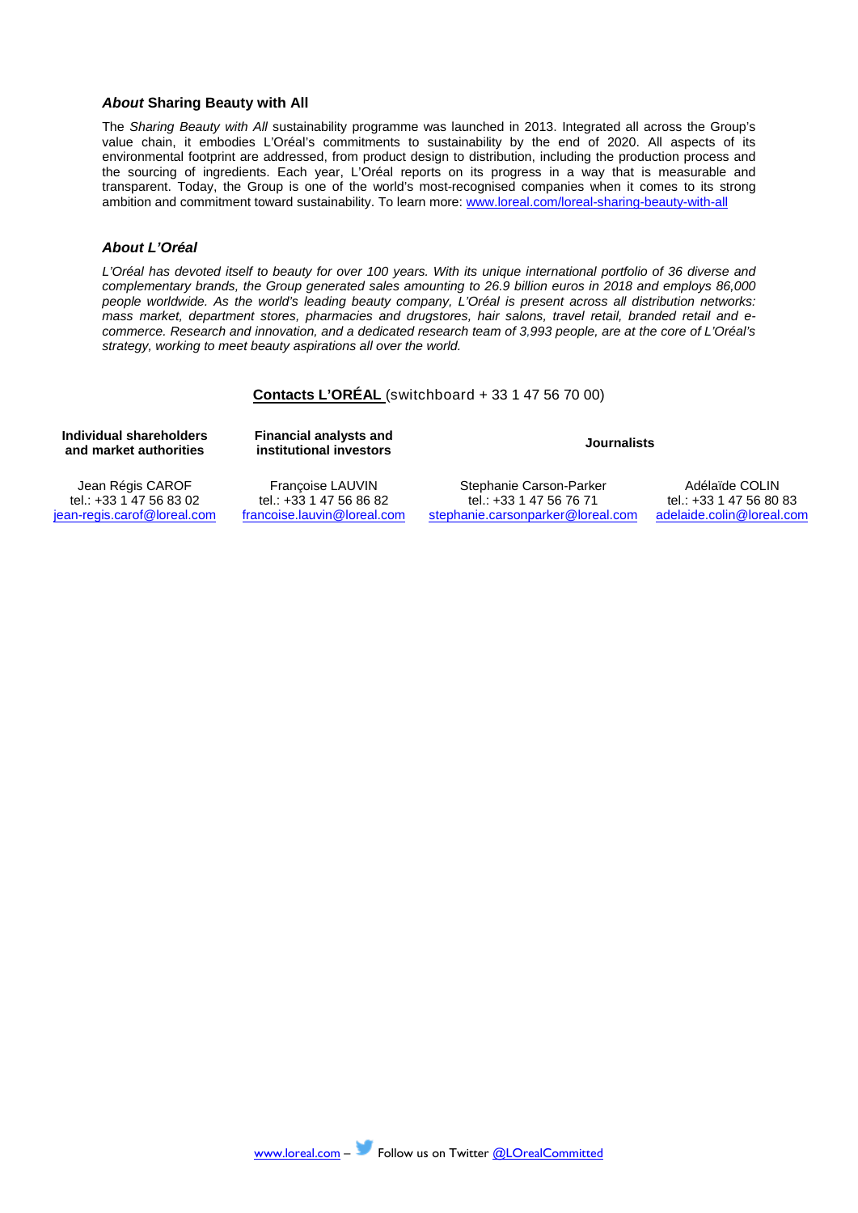### ***About*** **Sharing Beauty with All**

The *Sharing Beauty with All* sustainability programme was launched in 2013. Integrated all across the Group's value chain, it embodies L'Oréal's commitments to sustainability by the end of 2020. All aspects of its environmental footprint are addressed, from product design to distribution, including the production process and the sourcing of ingredients. Each year, L'Oréal reports on its progress in a way that is measurable and transparent. Today, the Group is one of the world's most-recognised companies when it comes to its strong ambition and commitment toward sustainability. To learn more: [www.loreal.com/loreal-sharing-beauty-with-all](www.loreal.com/loreal-sharing-beauty-with-all)

### ***About L'Oréal***

*L'Oréal has devoted itself to beauty for over 100 years. With its unique international portfolio of 36 diverse and complementary brands, the Group generated sales amounting to 26.9 billion euros in 2018 and employs 86,000 people worldwide. As the world's leading beauty company, L'Oréal is present across all distribution networks: mass market, department stores, pharmacies and drugstores, hair salons, travel retail, branded retail and e-commerce. Research and innovation, and a dedicated research team of 3,993 people, are at the core of L'Oréal's strategy, working to meet beauty aspirations all over the world.*

**Contacts L'ORÉAL** (switchboard + 33 1 47 56 70 00)

| Individual shareholders and market authorities | Financial analysts and institutional investors | Journalists | |
|---|---|---|---|
| Jean Régis CAROF<br>tel.: +33 1 47 56 83 02<br>jean-regis.carof@loreal.com | Françoise LAUVIN<br>tel.: +33 1 47 56 86 82<br>francoise.lauvin@loreal.com | Stephanie Carson-Parker<br>tel.: +33 1 47 56 76 71<br>stephanie.carsonparker@loreal.com | Adélaïde COLIN<br>tel.: +33 1 47 56 80 83<br>adelaide.colin@loreal.com |

www.loreal.com – Follow us on Twitter @LOrealCommitted